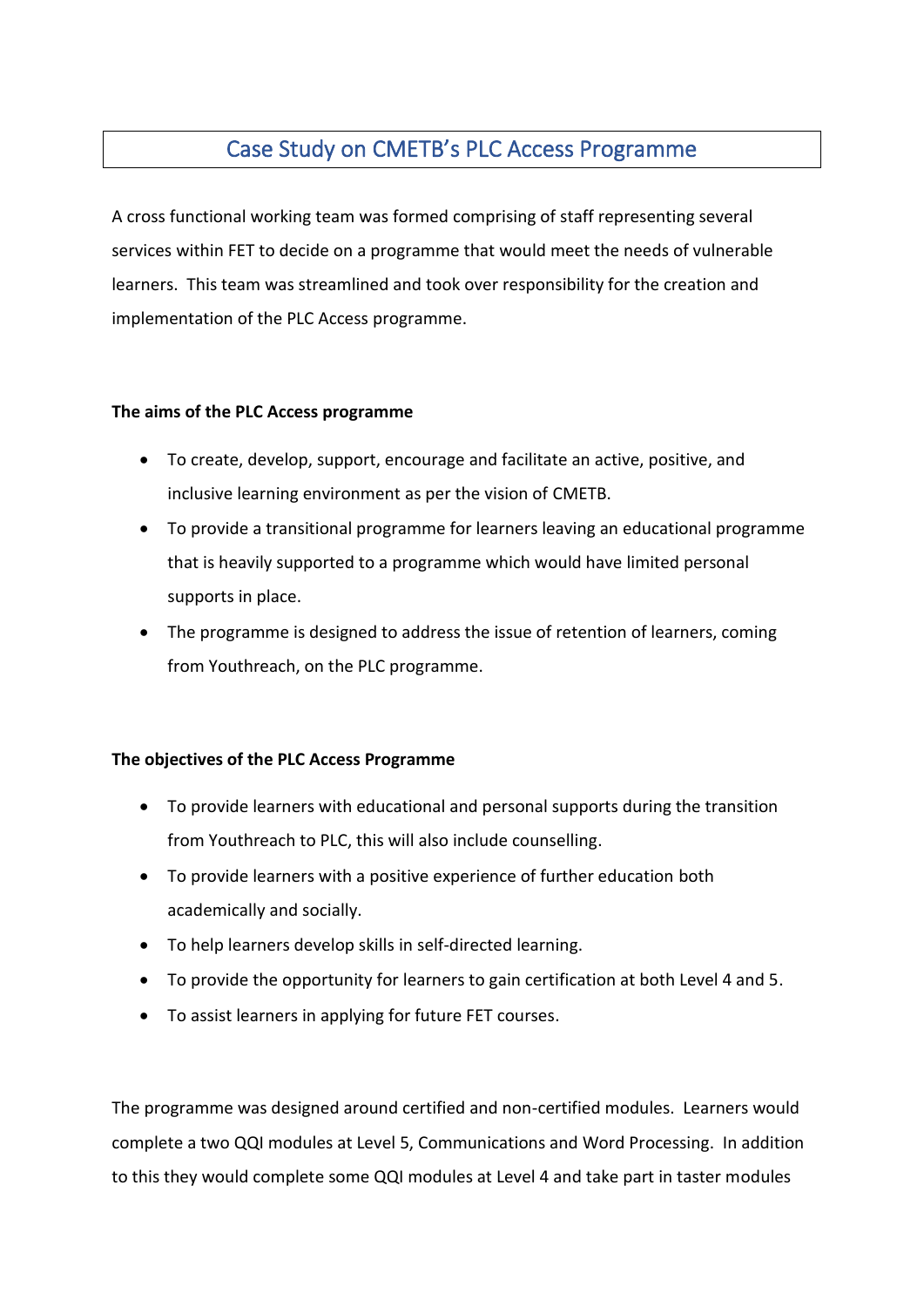# Case Study on CMETB's PLC Access Programme

A cross functional working team was formed comprising of staff representing several services within FET to decide on a programme that would meet the needs of vulnerable learners. This team was streamlined and took over responsibility for the creation and implementation of the PLC Access programme.

**The aims of the PLC Access programme**

- To create, develop, support, encourage and facilitate an active, positive, and inclusive learning environment as per the vision of CMETB.
- To provide a transitional programme for learners leaving an educational programme that is heavily supported to a programme which would have limited personal supports in place.
- The programme is designed to address the issue of retention of learners, coming from Youthreach, on the PLC programme.

**The objectives of the PLC Access Programme**

- To provide learners with educational and personal supports during the transition from Youthreach to PLC, this will also include counselling.
- To provide learners with a positive experience of further education both academically and socially.
- To help learners develop skills in self-directed learning.
- To provide the opportunity for learners to gain certification at both Level 4 and 5.
- To assist learners in applying for future FET courses.

The programme was designed around certified and non-certified modules. Learners would complete a two QQI modules at Level 5, Communications and Word Processing. In addition to this they would complete some QQI modules at Level 4 and take part in taster modules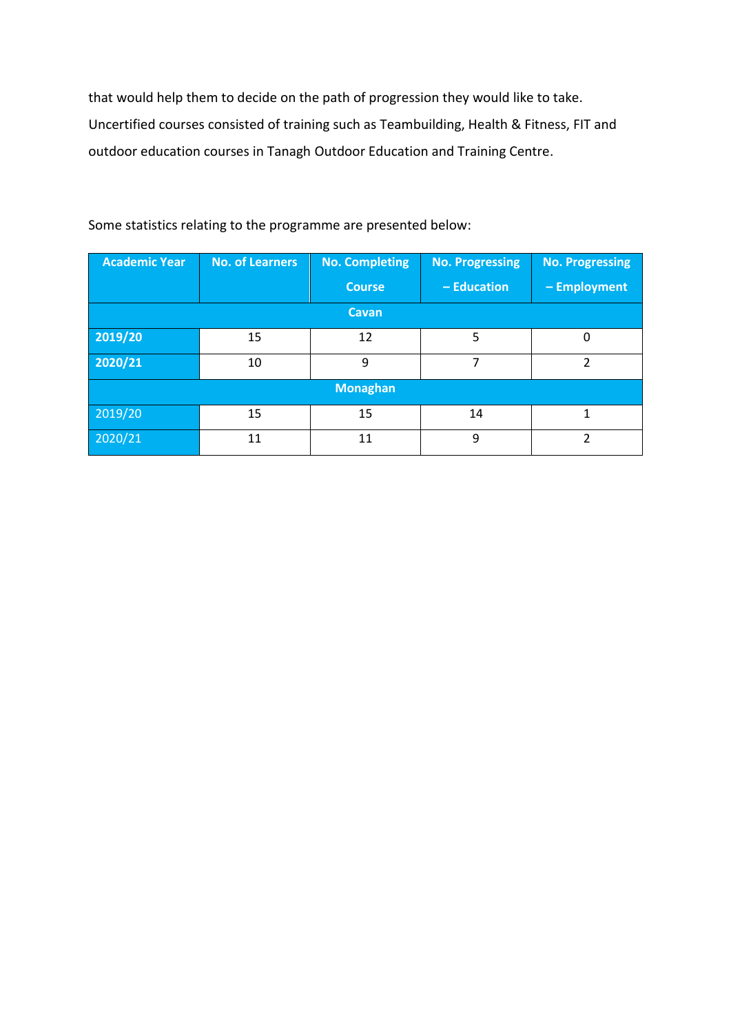that would help them to decide on the path of progression they would like to take. Uncertified courses consisted of training such as Teambuilding, Health & Fitness, FIT and outdoor education courses in Tanagh Outdoor Education and Training Centre.

Some statistics relating to the programme are presented below:

| Academic Year | No. of Learners | No. Completing Course | No. Progressing – Education | No. Progressing – Employment |
|---|---|---|---|---|
| **Cavan** | | | | |
| **2019/20** | 15 | 12 | 5 | 0 |
| **2020/21** | 10 | 9 | 7 | 2 |
| **Monaghan** | | | | |
| 2019/20 | 15 | 15 | 14 | 1 |
| 2020/21 | 11 | 11 | 9 | 2 |